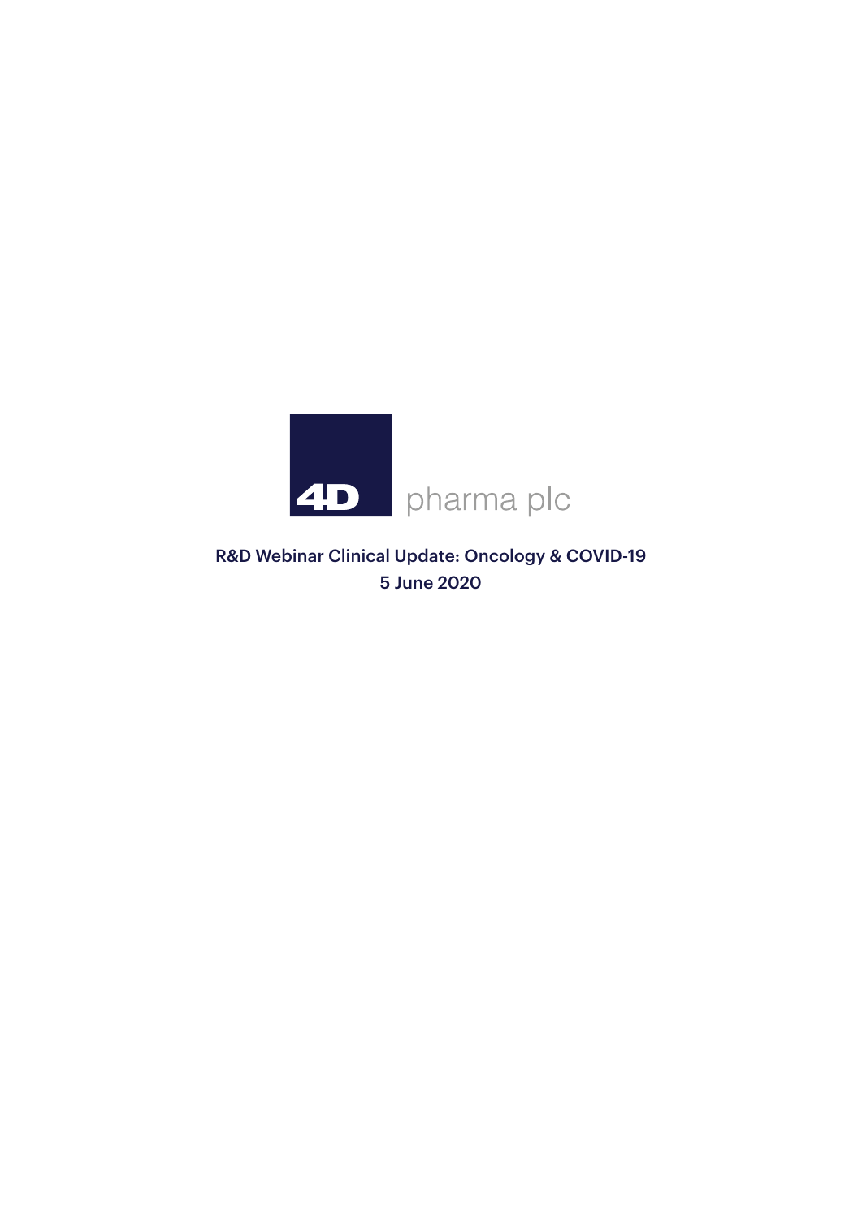4D pharma plc

R&D Webinar Clinical Update: Oncology & COVID-19
5 June 2020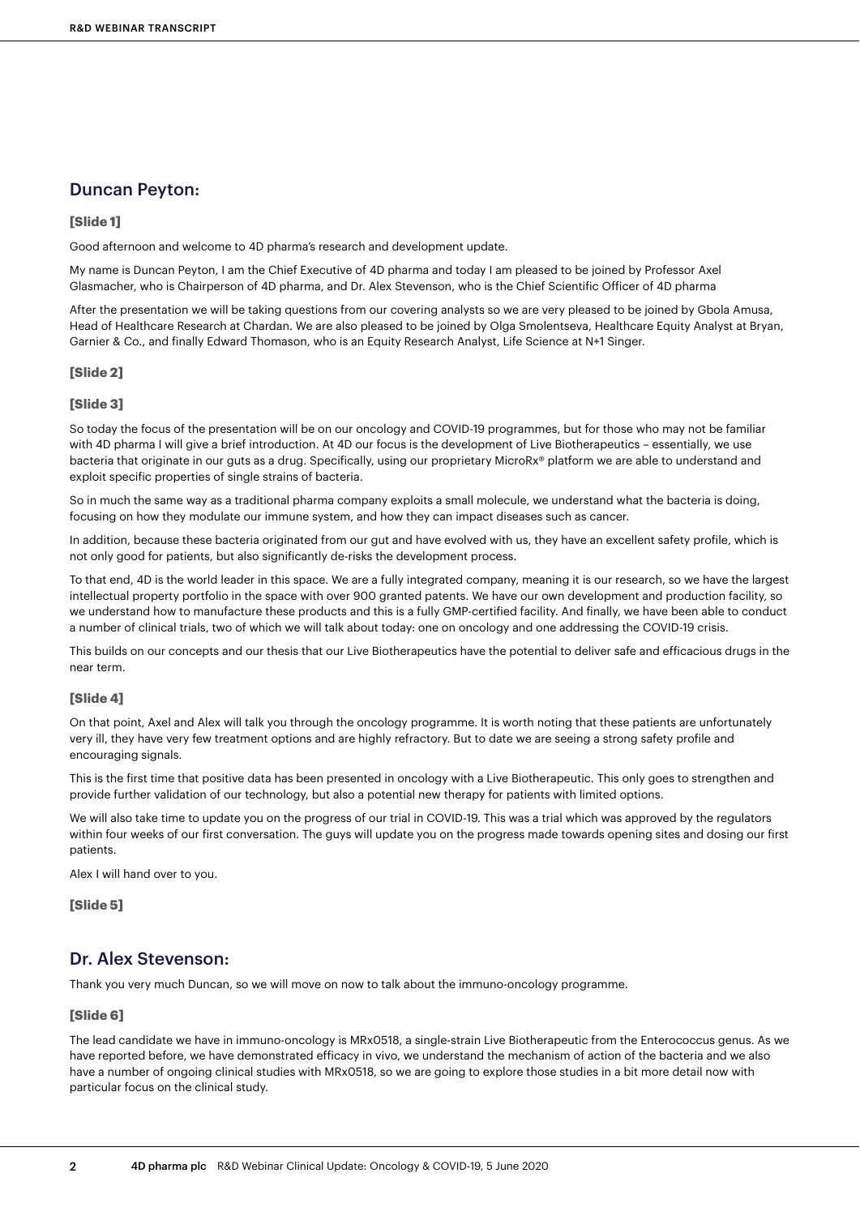## Duncan Peyton:

**[Slide 1]**

Good afternoon and welcome to 4D pharma's research and development update.

My name is Duncan Peyton, I am the Chief Executive of 4D pharma and today I am pleased to be joined by Professor Axel Glasmacher, who is Chairperson of 4D pharma, and Dr. Alex Stevenson, who is the Chief Scientific Officer of 4D pharma

After the presentation we will be taking questions from our covering analysts so we are very pleased to be joined by Gbola Amusa, Head of Healthcare Research at Chardan. We are also pleased to be joined by Olga Smolentseva, Healthcare Equity Analyst at Bryan, Garnier & Co., and finally Edward Thomason, who is an Equity Research Analyst, Life Science at N+1 Singer.

**[Slide 2]**

**[Slide 3]**

So today the focus of the presentation will be on our oncology and COVID-19 programmes, but for those who may not be familiar with 4D pharma I will give a brief introduction. At 4D our focus is the development of Live Biotherapeutics – essentially, we use bacteria that originate in our guts as a drug. Specifically, using our proprietary MicroRx® platform we are able to understand and exploit specific properties of single strains of bacteria.

So in much the same way as a traditional pharma company exploits a small molecule, we understand what the bacteria is doing, focusing on how they modulate our immune system, and how they can impact diseases such as cancer.

In addition, because these bacteria originated from our gut and have evolved with us, they have an excellent safety profile, which is not only good for patients, but also significantly de-risks the development process.

To that end, 4D is the world leader in this space. We are a fully integrated company, meaning it is our research, so we have the largest intellectual property portfolio in the space with over 900 granted patents. We have our own development and production facility, so we understand how to manufacture these products and this is a fully GMP-certified facility. And finally, we have been able to conduct a number of clinical trials, two of which we will talk about today: one on oncology and one addressing the COVID-19 crisis.

This builds on our concepts and our thesis that our Live Biotherapeutics have the potential to deliver safe and efficacious drugs in the near term.

**[Slide 4]**

On that point, Axel and Alex will talk you through the oncology programme. It is worth noting that these patients are unfortunately very ill, they have very few treatment options and are highly refractory. But to date we are seeing a strong safety profile and encouraging signals.

This is the first time that positive data has been presented in oncology with a Live Biotherapeutic. This only goes to strengthen and provide further validation of our technology, but also a potential new therapy for patients with limited options.

We will also take time to update you on the progress of our trial in COVID-19. This was a trial which was approved by the regulators within four weeks of our first conversation. The guys will update you on the progress made towards opening sites and dosing our first patients.

Alex I will hand over to you.

**[Slide 5]**

## Dr. Alex Stevenson:

Thank you very much Duncan, so we will move on now to talk about the immuno-oncology programme.

**[Slide 6]**

The lead candidate we have in immuno-oncology is MRx0518, a single-strain Live Biotherapeutic from the Enterococcus genus. As we have reported before, we have demonstrated efficacy in vivo, we understand the mechanism of action of the bacteria and we also have a number of ongoing clinical studies with MRx0518, so we are going to explore those studies in a bit more detail now with particular focus on the clinical study.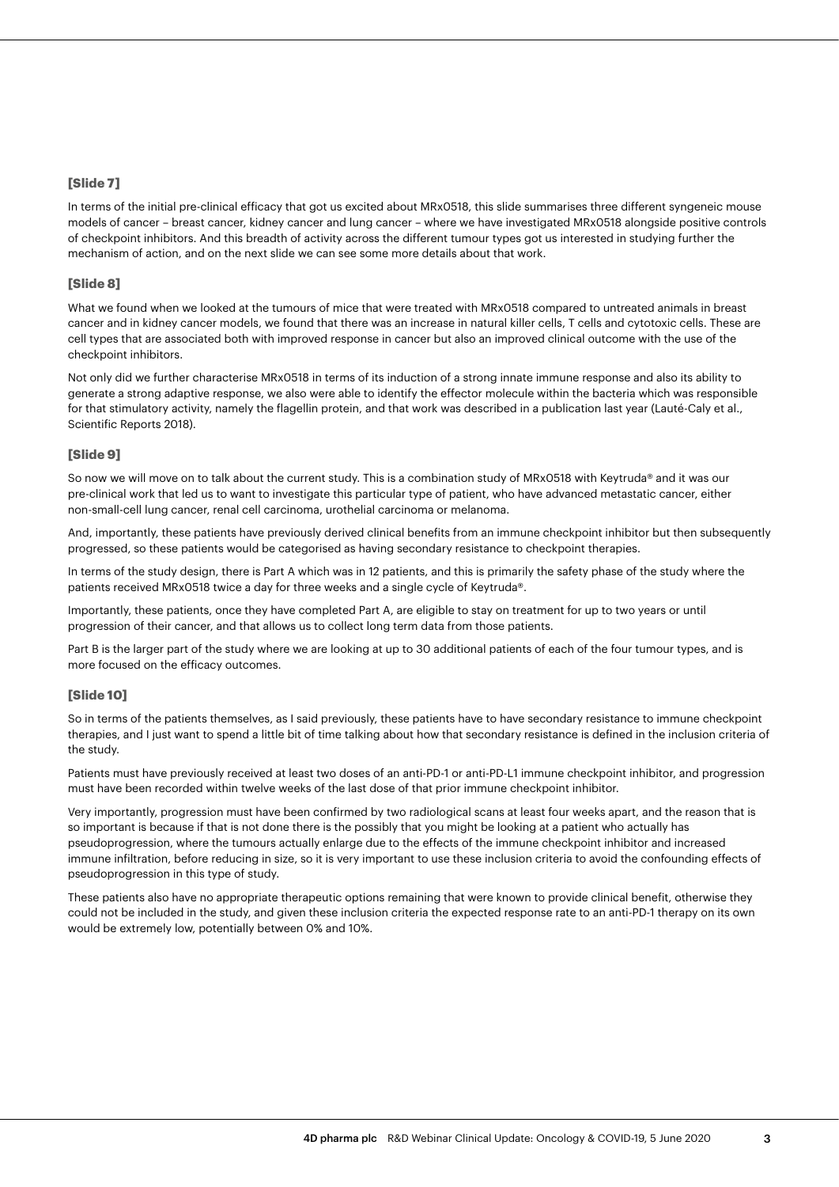**[Slide 7]**

In terms of the initial pre-clinical efficacy that got us excited about MRx0518, this slide summarises three different syngeneic mouse models of cancer – breast cancer, kidney cancer and lung cancer – where we have investigated MRx0518 alongside positive controls of checkpoint inhibitors. And this breadth of activity across the different tumour types got us interested in studying further the mechanism of action, and on the next slide we can see some more details about that work.

**[Slide 8]**

What we found when we looked at the tumours of mice that were treated with MRx0518 compared to untreated animals in breast cancer and in kidney cancer models, we found that there was an increase in natural killer cells, T cells and cytotoxic cells. These are cell types that are associated both with improved response in cancer but also an improved clinical outcome with the use of the checkpoint inhibitors.

Not only did we further characterise MRx0518 in terms of its induction of a strong innate immune response and also its ability to generate a strong adaptive response, we also were able to identify the effector molecule within the bacteria which was responsible for that stimulatory activity, namely the flagellin protein, and that work was described in a publication last year (Lauté-Caly et al., Scientific Reports 2018).

**[Slide 9]**

So now we will move on to talk about the current study. This is a combination study of MRx0518 with Keytruda® and it was our pre-clinical work that led us to want to investigate this particular type of patient, who have advanced metastatic cancer, either non-small-cell lung cancer, renal cell carcinoma, urothelial carcinoma or melanoma.

And, importantly, these patients have previously derived clinical benefits from an immune checkpoint inhibitor but then subsequently progressed, so these patients would be categorised as having secondary resistance to checkpoint therapies.

In terms of the study design, there is Part A which was in 12 patients, and this is primarily the safety phase of the study where the patients received MRx0518 twice a day for three weeks and a single cycle of Keytruda®.

Importantly, these patients, once they have completed Part A, are eligible to stay on treatment for up to two years or until progression of their cancer, and that allows us to collect long term data from those patients.

Part B is the larger part of the study where we are looking at up to 30 additional patients of each of the four tumour types, and is more focused on the efficacy outcomes.

**[Slide 10]**

So in terms of the patients themselves, as I said previously, these patients have to have secondary resistance to immune checkpoint therapies, and I just want to spend a little bit of time talking about how that secondary resistance is defined in the inclusion criteria of the study.

Patients must have previously received at least two doses of an anti-PD-1 or anti-PD-L1 immune checkpoint inhibitor, and progression must have been recorded within twelve weeks of the last dose of that prior immune checkpoint inhibitor.

Very importantly, progression must have been confirmed by two radiological scans at least four weeks apart, and the reason that is so important is because if that is not done there is the possibly that you might be looking at a patient who actually has pseudoprogression, where the tumours actually enlarge due to the effects of the immune checkpoint inhibitor and increased immune infiltration, before reducing in size, so it is very important to use these inclusion criteria to avoid the confounding effects of pseudoprogression in this type of study.

These patients also have no appropriate therapeutic options remaining that were known to provide clinical benefit, otherwise they could not be included in the study, and given these inclusion criteria the expected response rate to an anti-PD-1 therapy on its own would be extremely low, potentially between 0% and 10%.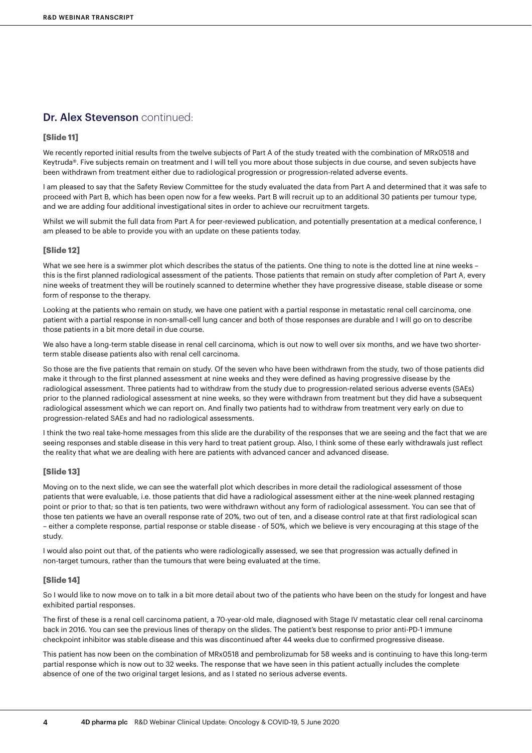## Dr. Alex Stevenson continued:

**[Slide 11]**

We recently reported initial results from the twelve subjects of Part A of the study treated with the combination of MRx0518 and Keytruda®. Five subjects remain on treatment and I will tell you more about those subjects in due course, and seven subjects have been withdrawn from treatment either due to radiological progression or progression-related adverse events.

I am pleased to say that the Safety Review Committee for the study evaluated the data from Part A and determined that it was safe to proceed with Part B, which has been open now for a few weeks. Part B will recruit up to an additional 30 patients per tumour type, and we are adding four additional investigational sites in order to achieve our recruitment targets.

Whilst we will submit the full data from Part A for peer-reviewed publication, and potentially presentation at a medical conference, I am pleased to be able to provide you with an update on these patients today.

**[Slide 12]**

What we see here is a swimmer plot which describes the status of the patients. One thing to note is the dotted line at nine weeks – this is the first planned radiological assessment of the patients. Those patients that remain on study after completion of Part A, every nine weeks of treatment they will be routinely scanned to determine whether they have progressive disease, stable disease or some form of response to the therapy.

Looking at the patients who remain on study, we have one patient with a partial response in metastatic renal cell carcinoma, one patient with a partial response in non-small-cell lung cancer and both of those responses are durable and I will go on to describe those patients in a bit more detail in due course.

We also have a long-term stable disease in renal cell carcinoma, which is out now to well over six months, and we have two shorter-term stable disease patients also with renal cell carcinoma.

So those are the five patients that remain on study. Of the seven who have been withdrawn from the study, two of those patients did make it through to the first planned assessment at nine weeks and they were defined as having progressive disease by the radiological assessment. Three patients had to withdraw from the study due to progression-related serious adverse events (SAEs) prior to the planned radiological assessment at nine weeks, so they were withdrawn from treatment but they did have a subsequent radiological assessment which we can report on. And finally two patients had to withdraw from treatment very early on due to progression-related SAEs and had no radiological assessments.

I think the two real take-home messages from this slide are the durability of the responses that we are seeing and the fact that we are seeing responses and stable disease in this very hard to treat patient group. Also, I think some of these early withdrawals just reflect the reality that what we are dealing with here are patients with advanced cancer and advanced disease.

**[Slide 13]**

Moving on to the next slide, we can see the waterfall plot which describes in more detail the radiological assessment of those patients that were evaluable, i.e. those patients that did have a radiological assessment either at the nine-week planned restaging point or prior to that; so that is ten patients, two were withdrawn without any form of radiological assessment. You can see that of those ten patients we have an overall response rate of 20%, two out of ten, and a disease control rate at that first radiological scan – either a complete response, partial response or stable disease - of 50%, which we believe is very encouraging at this stage of the study.

I would also point out that, of the patients who were radiologically assessed, we see that progression was actually defined in non-target tumours, rather than the tumours that were being evaluated at the time.

**[Slide 14]**

So I would like to now move on to talk in a bit more detail about two of the patients who have been on the study for longest and have exhibited partial responses.

The first of these is a renal cell carcinoma patient, a 70-year-old male, diagnosed with Stage IV metastatic clear cell renal carcinoma back in 2016. You can see the previous lines of therapy on the slides. The patient's best response to prior anti-PD-1 immune checkpoint inhibitor was stable disease and this was discontinued after 44 weeks due to confirmed progressive disease.

This patient has now been on the combination of MRx0518 and pembrolizumab for 58 weeks and is continuing to have this long-term partial response which is now out to 32 weeks. The response that we have seen in this patient actually includes the complete absence of one of the two original target lesions, and as I stated no serious adverse events.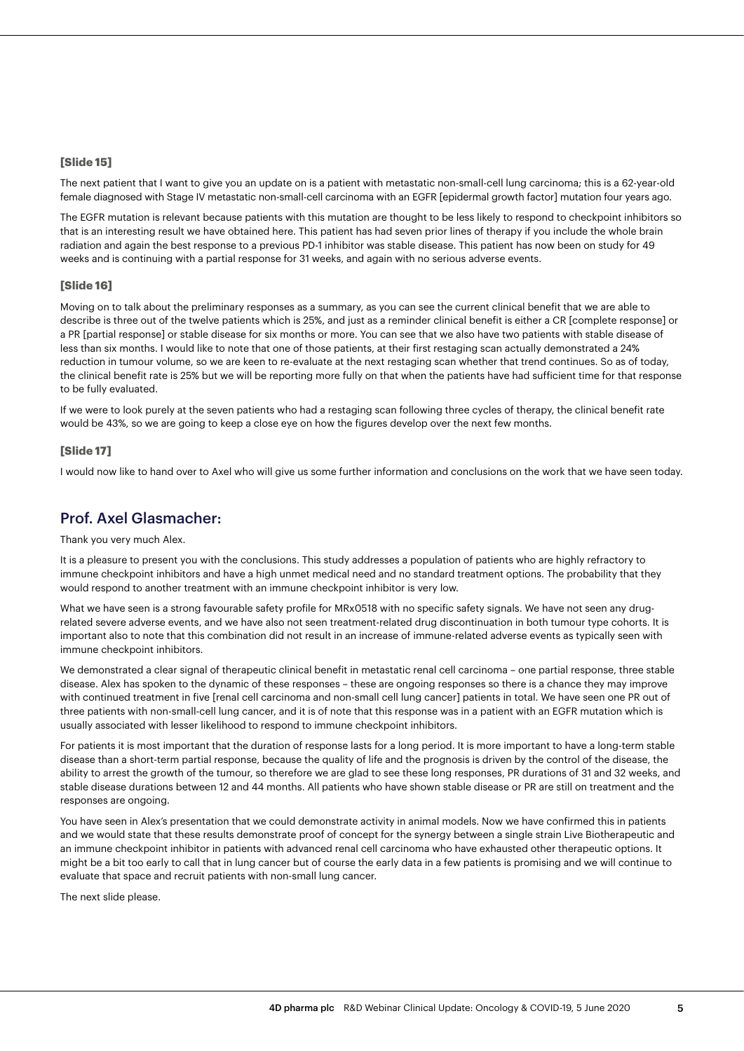**[Slide 15]**

The next patient that I want to give you an update on is a patient with metastatic non-small-cell lung carcinoma; this is a 62-year-old female diagnosed with Stage IV metastatic non-small-cell carcinoma with an EGFR [epidermal growth factor] mutation four years ago.

The EGFR mutation is relevant because patients with this mutation are thought to be less likely to respond to checkpoint inhibitors so that is an interesting result we have obtained here. This patient has had seven prior lines of therapy if you include the whole brain radiation and again the best response to a previous PD-1 inhibitor was stable disease. This patient has now been on study for 49 weeks and is continuing with a partial response for 31 weeks, and again with no serious adverse events.

**[Slide 16]**

Moving on to talk about the preliminary responses as a summary, as you can see the current clinical benefit that we are able to describe is three out of the twelve patients which is 25%, and just as a reminder clinical benefit is either a CR [complete response] or a PR [partial response] or stable disease for six months or more. You can see that we also have two patients with stable disease of less than six months. I would like to note that one of those patients, at their first restaging scan actually demonstrated a 24% reduction in tumour volume, so we are keen to re-evaluate at the next restaging scan whether that trend continues. So as of today, the clinical benefit rate is 25% but we will be reporting more fully on that when the patients have had sufficient time for that response to be fully evaluated.

If we were to look purely at the seven patients who had a restaging scan following three cycles of therapy, the clinical benefit rate would be 43%, so we are going to keep a close eye on how the figures develop over the next few months.

**[Slide 17]**

I would now like to hand over to Axel who will give us some further information and conclusions on the work that we have seen today.

## Prof. Axel Glasmacher:

Thank you very much Alex.

It is a pleasure to present you with the conclusions. This study addresses a population of patients who are highly refractory to immune checkpoint inhibitors and have a high unmet medical need and no standard treatment options. The probability that they would respond to another treatment with an immune checkpoint inhibitor is very low.

What we have seen is a strong favourable safety profile for MRx0518 with no specific safety signals. We have not seen any drug-related severe adverse events, and we have also not seen treatment-related drug discontinuation in both tumour type cohorts. It is important also to note that this combination did not result in an increase of immune-related adverse events as typically seen with immune checkpoint inhibitors.

We demonstrated a clear signal of therapeutic clinical benefit in metastatic renal cell carcinoma – one partial response, three stable disease. Alex has spoken to the dynamic of these responses – these are ongoing responses so there is a chance they may improve with continued treatment in five [renal cell carcinoma and non-small cell lung cancer] patients in total. We have seen one PR out of three patients with non-small-cell lung cancer, and it is of note that this response was in a patient with an EGFR mutation which is usually associated with lesser likelihood to respond to immune checkpoint inhibitors.

For patients it is most important that the duration of response lasts for a long period. It is more important to have a long-term stable disease than a short-term partial response, because the quality of life and the prognosis is driven by the control of the disease, the ability to arrest the growth of the tumour, so therefore we are glad to see these long responses, PR durations of 31 and 32 weeks, and stable disease durations between 12 and 44 months. All patients who have shown stable disease or PR are still on treatment and the responses are ongoing.

You have seen in Alex's presentation that we could demonstrate activity in animal models. Now we have confirmed this in patients and we would state that these results demonstrate proof of concept for the synergy between a single strain Live Biotherapeutic and an immune checkpoint inhibitor in patients with advanced renal cell carcinoma who have exhausted other therapeutic options. It might be a bit too early to call that in lung cancer but of course the early data in a few patients is promising and we will continue to evaluate that space and recruit patients with non-small lung cancer.

The next slide please.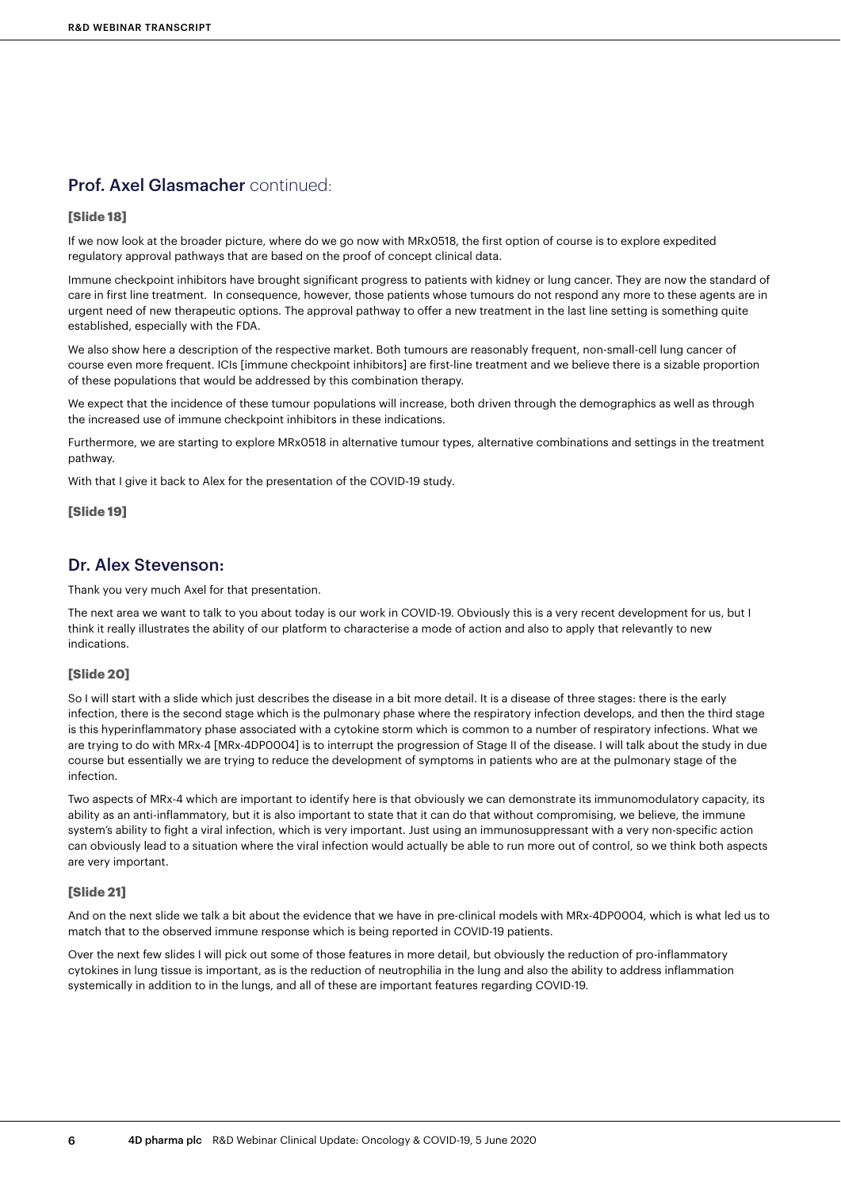## Prof. Axel Glasmacher continued:

**[Slide 18]**

If we now look at the broader picture, where do we go now with MRx0518, the first option of course is to explore expedited regulatory approval pathways that are based on the proof of concept clinical data.

Immune checkpoint inhibitors have brought significant progress to patients with kidney or lung cancer. They are now the standard of care in first line treatment.  In consequence, however, those patients whose tumours do not respond any more to these agents are in urgent need of new therapeutic options. The approval pathway to offer a new treatment in the last line setting is something quite established, especially with the FDA.

We also show here a description of the respective market. Both tumours are reasonably frequent, non-small-cell lung cancer of course even more frequent. ICIs [immune checkpoint inhibitors] are first-line treatment and we believe there is a sizable proportion of these populations that would be addressed by this combination therapy.

We expect that the incidence of these tumour populations will increase, both driven through the demographics as well as through the increased use of immune checkpoint inhibitors in these indications.

Furthermore, we are starting to explore MRx0518 in alternative tumour types, alternative combinations and settings in the treatment pathway.

With that I give it back to Alex for the presentation of the COVID-19 study.

**[Slide 19]**

## Dr. Alex Stevenson:

Thank you very much Axel for that presentation.

The next area we want to talk to you about today is our work in COVID-19. Obviously this is a very recent development for us, but I think it really illustrates the ability of our platform to characterise a mode of action and also to apply that relevantly to new indications.

**[Slide 20]**

So I will start with a slide which just describes the disease in a bit more detail. It is a disease of three stages: there is the early infection, there is the second stage which is the pulmonary phase where the respiratory infection develops, and then the third stage is this hyperinflammatory phase associated with a cytokine storm which is common to a number of respiratory infections. What we are trying to do with MRx-4 [MRx-4DP0004] is to interrupt the progression of Stage II of the disease. I will talk about the study in due course but essentially we are trying to reduce the development of symptoms in patients who are at the pulmonary stage of the infection.

Two aspects of MRx-4 which are important to identify here is that obviously we can demonstrate its immunomodulatory capacity, its ability as an anti-inflammatory, but it is also important to state that it can do that without compromising, we believe, the immune system's ability to fight a viral infection, which is very important. Just using an immunosuppressant with a very non-specific action can obviously lead to a situation where the viral infection would actually be able to run more out of control, so we think both aspects are very important.

**[Slide 21]**

And on the next slide we talk a bit about the evidence that we have in pre-clinical models with MRx-4DP0004, which is what led us to match that to the observed immune response which is being reported in COVID-19 patients.

Over the next few slides I will pick out some of those features in more detail, but obviously the reduction of pro-inflammatory cytokines in lung tissue is important, as is the reduction of neutrophilia in the lung and also the ability to address inflammation systemically in addition to in the lungs, and all of these are important features regarding COVID-19.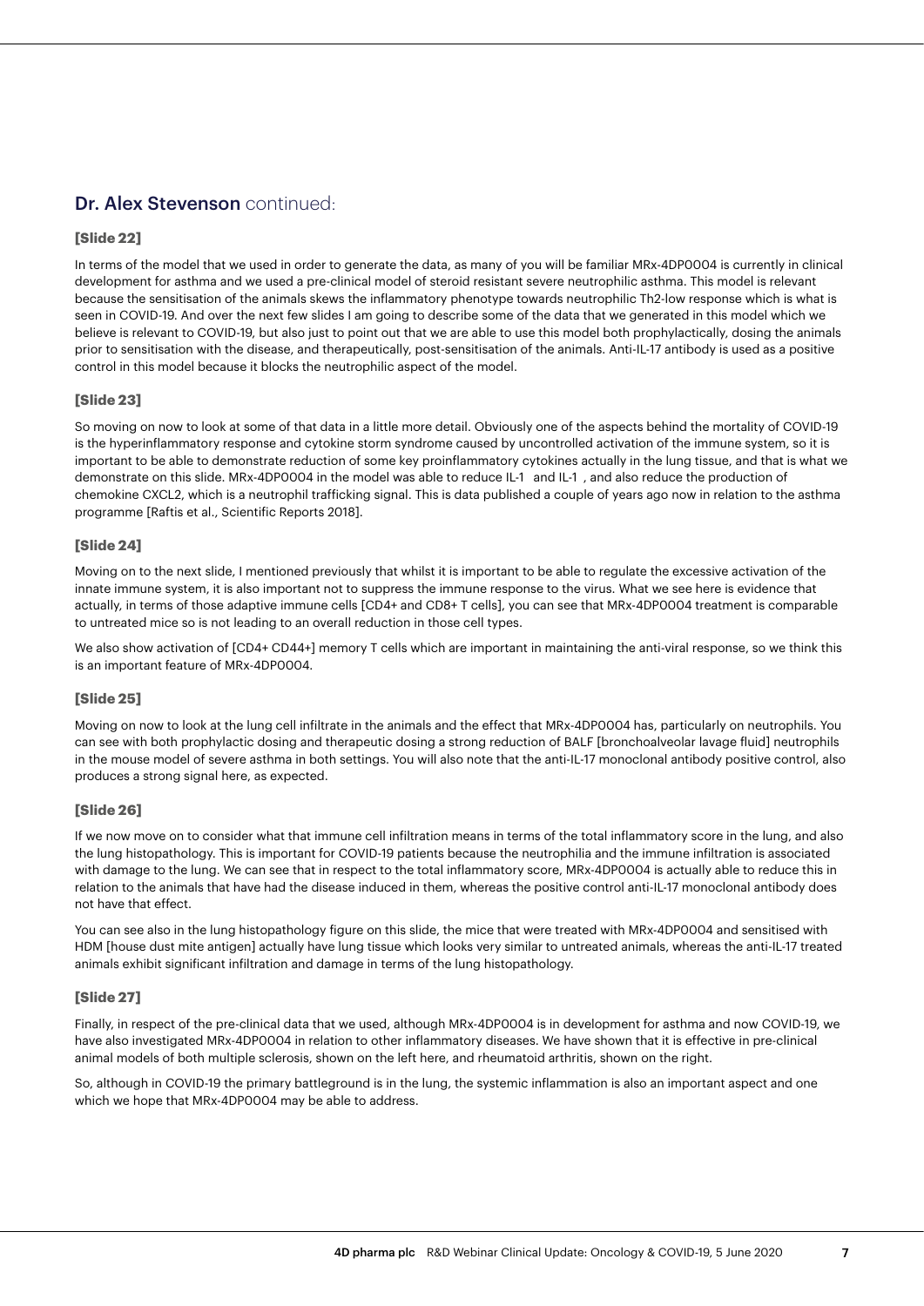## Dr. Alex Stevenson continued:

**[Slide 22]**

In terms of the model that we used in order to generate the data, as many of you will be familiar MRx-4DP0004 is currently in clinical development for asthma and we used a pre-clinical model of steroid resistant severe neutrophilic asthma. This model is relevant because the sensitisation of the animals skews the inflammatory phenotype towards neutrophilic Th2-low response which is what is seen in COVID-19. And over the next few slides I am going to describe some of the data that we generated in this model which we believe is relevant to COVID-19, but also just to point out that we are able to use this model both prophylactically, dosing the animals prior to sensitisation with the disease, and therapeutically, post-sensitisation of the animals. Anti-IL-17 antibody is used as a positive control in this model because it blocks the neutrophilic aspect of the model.

**[Slide 23]**

So moving on now to look at some of that data in a little more detail. Obviously one of the aspects behind the mortality of COVID-19 is the hyperinflammatory response and cytokine storm syndrome caused by uncontrolled activation of the immune system, so it is important to be able to demonstrate reduction of some key proinflammatory cytokines actually in the lung tissue, and that is what we demonstrate on this slide. MRx-4DP0004 in the model was able to reduce IL-1 and IL-1 , and also reduce the production of chemokine CXCL2, which is a neutrophil trafficking signal. This is data published a couple of years ago now in relation to the asthma programme [Raftis et al., Scientific Reports 2018].

**[Slide 24]**

Moving on to the next slide, I mentioned previously that whilst it is important to be able to regulate the excessive activation of the innate immune system, it is also important not to suppress the immune response to the virus. What we see here is evidence that actually, in terms of those adaptive immune cells [CD4+ and CD8+ T cells], you can see that MRx-4DP0004 treatment is comparable to untreated mice so is not leading to an overall reduction in those cell types.

We also show activation of [CD4+ CD44+] memory T cells which are important in maintaining the anti-viral response, so we think this is an important feature of MRx-4DP0004.

**[Slide 25]**

Moving on now to look at the lung cell infiltrate in the animals and the effect that MRx-4DP0004 has, particularly on neutrophils. You can see with both prophylactic dosing and therapeutic dosing a strong reduction of BALF [bronchoalveolar lavage fluid] neutrophils in the mouse model of severe asthma in both settings. You will also note that the anti-IL-17 monoclonal antibody positive control, also produces a strong signal here, as expected.

**[Slide 26]**

If we now move on to consider what that immune cell infiltration means in terms of the total inflammatory score in the lung, and also the lung histopathology. This is important for COVID-19 patients because the neutrophilia and the immune infiltration is associated with damage to the lung. We can see that in respect to the total inflammatory score, MRx-4DP0004 is actually able to reduce this in relation to the animals that have had the disease induced in them, whereas the positive control anti-IL-17 monoclonal antibody does not have that effect.

You can see also in the lung histopathology figure on this slide, the mice that were treated with MRx-4DP0004 and sensitised with HDM [house dust mite antigen] actually have lung tissue which looks very similar to untreated animals, whereas the anti-IL-17 treated animals exhibit significant infiltration and damage in terms of the lung histopathology.

**[Slide 27]**

Finally, in respect of the pre-clinical data that we used, although MRx-4DP0004 is in development for asthma and now COVID-19, we have also investigated MRx-4DP0004 in relation to other inflammatory diseases. We have shown that it is effective in pre-clinical animal models of both multiple sclerosis, shown on the left here, and rheumatoid arthritis, shown on the right.

So, although in COVID-19 the primary battleground is in the lung, the systemic inflammation is also an important aspect and one which we hope that MRx-4DP0004 may be able to address.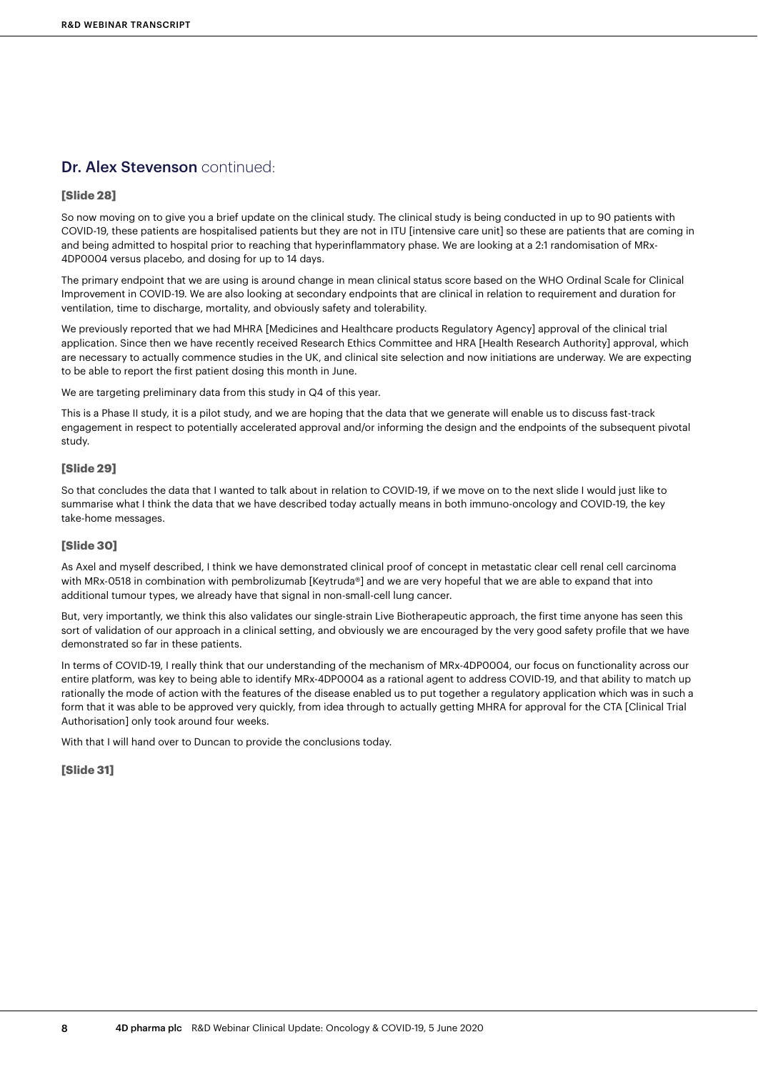## Dr. Alex Stevenson continued:

**[Slide 28]**

So now moving on to give you a brief update on the clinical study. The clinical study is being conducted in up to 90 patients with COVID-19, these patients are hospitalised patients but they are not in ITU [intensive care unit] so these are patients that are coming in and being admitted to hospital prior to reaching that hyperinflammatory phase. We are looking at a 2:1 randomisation of MRx-4DP0004 versus placebo, and dosing for up to 14 days.

The primary endpoint that we are using is around change in mean clinical status score based on the WHO Ordinal Scale for Clinical Improvement in COVID-19. We are also looking at secondary endpoints that are clinical in relation to requirement and duration for ventilation, time to discharge, mortality, and obviously safety and tolerability.

We previously reported that we had MHRA [Medicines and Healthcare products Regulatory Agency] approval of the clinical trial application. Since then we have recently received Research Ethics Committee and HRA [Health Research Authority] approval, which are necessary to actually commence studies in the UK, and clinical site selection and now initiations are underway. We are expecting to be able to report the first patient dosing this month in June.

We are targeting preliminary data from this study in Q4 of this year.

This is a Phase II study, it is a pilot study, and we are hoping that the data that we generate will enable us to discuss fast-track engagement in respect to potentially accelerated approval and/or informing the design and the endpoints of the subsequent pivotal study.

**[Slide 29]**

So that concludes the data that I wanted to talk about in relation to COVID-19, if we move on to the next slide I would just like to summarise what I think the data that we have described today actually means in both immuno-oncology and COVID-19, the key take-home messages.

**[Slide 30]**

As Axel and myself described, I think we have demonstrated clinical proof of concept in metastatic clear cell renal cell carcinoma with MRx-0518 in combination with pembrolizumab [Keytruda®] and we are very hopeful that we are able to expand that into additional tumour types, we already have that signal in non-small-cell lung cancer.

But, very importantly, we think this also validates our single-strain Live Biotherapeutic approach, the first time anyone has seen this sort of validation of our approach in a clinical setting, and obviously we are encouraged by the very good safety profile that we have demonstrated so far in these patients.

In terms of COVID-19, I really think that our understanding of the mechanism of MRx-4DP0004, our focus on functionality across our entire platform, was key to being able to identify MRx-4DP0004 as a rational agent to address COVID-19, and that ability to match up rationally the mode of action with the features of the disease enabled us to put together a regulatory application which was in such a form that it was able to be approved very quickly, from idea through to actually getting MHRA for approval for the CTA [Clinical Trial Authorisation] only took around four weeks.

With that I will hand over to Duncan to provide the conclusions today.

**[Slide 31]**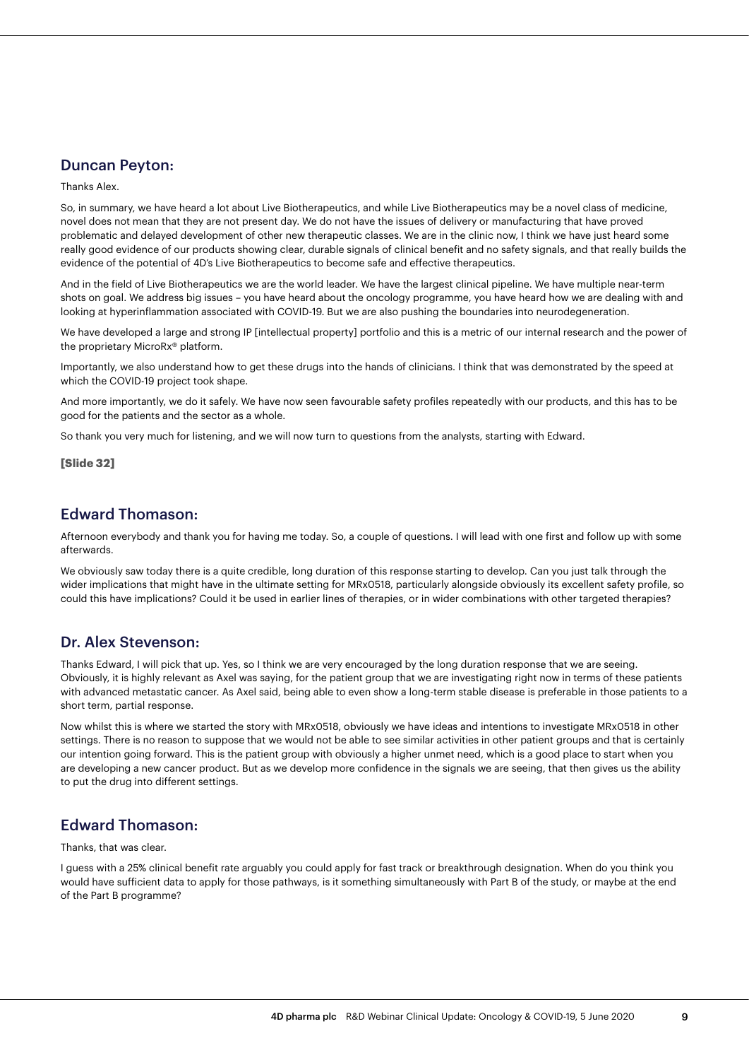## Duncan Peyton:

Thanks Alex.

So, in summary, we have heard a lot about Live Biotherapeutics, and while Live Biotherapeutics may be a novel class of medicine, novel does not mean that they are not present day. We do not have the issues of delivery or manufacturing that have proved problematic and delayed development of other new therapeutic classes. We are in the clinic now, I think we have just heard some really good evidence of our products showing clear, durable signals of clinical benefit and no safety signals, and that really builds the evidence of the potential of 4D's Live Biotherapeutics to become safe and effective therapeutics.

And in the field of Live Biotherapeutics we are the world leader. We have the largest clinical pipeline. We have multiple near-term shots on goal. We address big issues – you have heard about the oncology programme, you have heard how we are dealing with and looking at hyperinflammation associated with COVID-19. But we are also pushing the boundaries into neurodegeneration.

We have developed a large and strong IP [intellectual property] portfolio and this is a metric of our internal research and the power of the proprietary MicroRx® platform.

Importantly, we also understand how to get these drugs into the hands of clinicians. I think that was demonstrated by the speed at which the COVID-19 project took shape.

And more importantly, we do it safely. We have now seen favourable safety profiles repeatedly with our products, and this has to be good for the patients and the sector as a whole.

So thank you very much for listening, and we will now turn to questions from the analysts, starting with Edward.

**[Slide 32]**

## Edward Thomason:

Afternoon everybody and thank you for having me today. So, a couple of questions. I will lead with one first and follow up with some afterwards.

We obviously saw today there is a quite credible, long duration of this response starting to develop. Can you just talk through the wider implications that might have in the ultimate setting for MRx0518, particularly alongside obviously its excellent safety profile, so could this have implications? Could it be used in earlier lines of therapies, or in wider combinations with other targeted therapies?

## Dr. Alex Stevenson:

Thanks Edward, I will pick that up. Yes, so I think we are very encouraged by the long duration response that we are seeing. Obviously, it is highly relevant as Axel was saying, for the patient group that we are investigating right now in terms of these patients with advanced metastatic cancer. As Axel said, being able to even show a long-term stable disease is preferable in those patients to a short term, partial response.

Now whilst this is where we started the story with MRx0518, obviously we have ideas and intentions to investigate MRx0518 in other settings. There is no reason to suppose that we would not be able to see similar activities in other patient groups and that is certainly our intention going forward. This is the patient group with obviously a higher unmet need, which is a good place to start when you are developing a new cancer product. But as we develop more confidence in the signals we are seeing, that then gives us the ability to put the drug into different settings.

## Edward Thomason:

Thanks, that was clear.

I guess with a 25% clinical benefit rate arguably you could apply for fast track or breakthrough designation. When do you think you would have sufficient data to apply for those pathways, is it something simultaneously with Part B of the study, or maybe at the end of the Part B programme?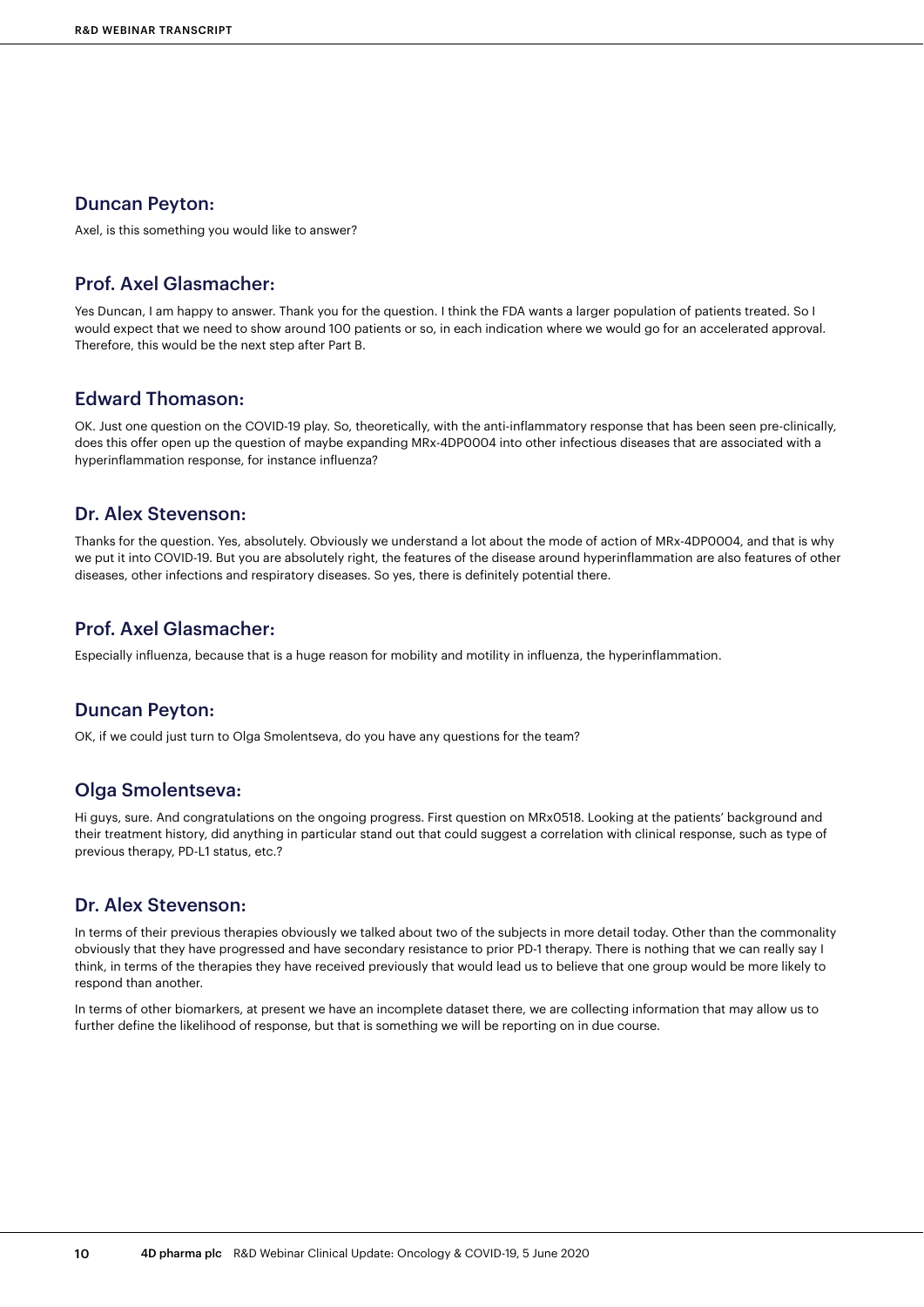## Duncan Peyton:

Axel, is this something you would like to answer?

## Prof. Axel Glasmacher:

Yes Duncan, I am happy to answer. Thank you for the question. I think the FDA wants a larger population of patients treated. So I would expect that we need to show around 100 patients or so, in each indication where we would go for an accelerated approval. Therefore, this would be the next step after Part B.

## Edward Thomason:

OK. Just one question on the COVID-19 play. So, theoretically, with the anti-inflammatory response that has been seen pre-clinically, does this offer open up the question of maybe expanding MRx-4DP0004 into other infectious diseases that are associated with a hyperinflammation response, for instance influenza?

## Dr. Alex Stevenson:

Thanks for the question. Yes, absolutely. Obviously we understand a lot about the mode of action of MRx-4DP0004, and that is why we put it into COVID-19. But you are absolutely right, the features of the disease around hyperinflammation are also features of other diseases, other infections and respiratory diseases. So yes, there is definitely potential there.

## Prof. Axel Glasmacher:

Especially influenza, because that is a huge reason for mobility and motility in influenza, the hyperinflammation.

## Duncan Peyton:

OK, if we could just turn to Olga Smolentseva, do you have any questions for the team?

## Olga Smolentseva:

Hi guys, sure. And congratulations on the ongoing progress. First question on MRx0518. Looking at the patients' background and their treatment history, did anything in particular stand out that could suggest a correlation with clinical response, such as type of previous therapy, PD-L1 status, etc.?

## Dr. Alex Stevenson:

In terms of their previous therapies obviously we talked about two of the subjects in more detail today. Other than the commonality obviously that they have progressed and have secondary resistance to prior PD-1 therapy. There is nothing that we can really say I think, in terms of the therapies they have received previously that would lead us to believe that one group would be more likely to respond than another.

In terms of other biomarkers, at present we have an incomplete dataset there, we are collecting information that may allow us to further define the likelihood of response, but that is something we will be reporting on in due course.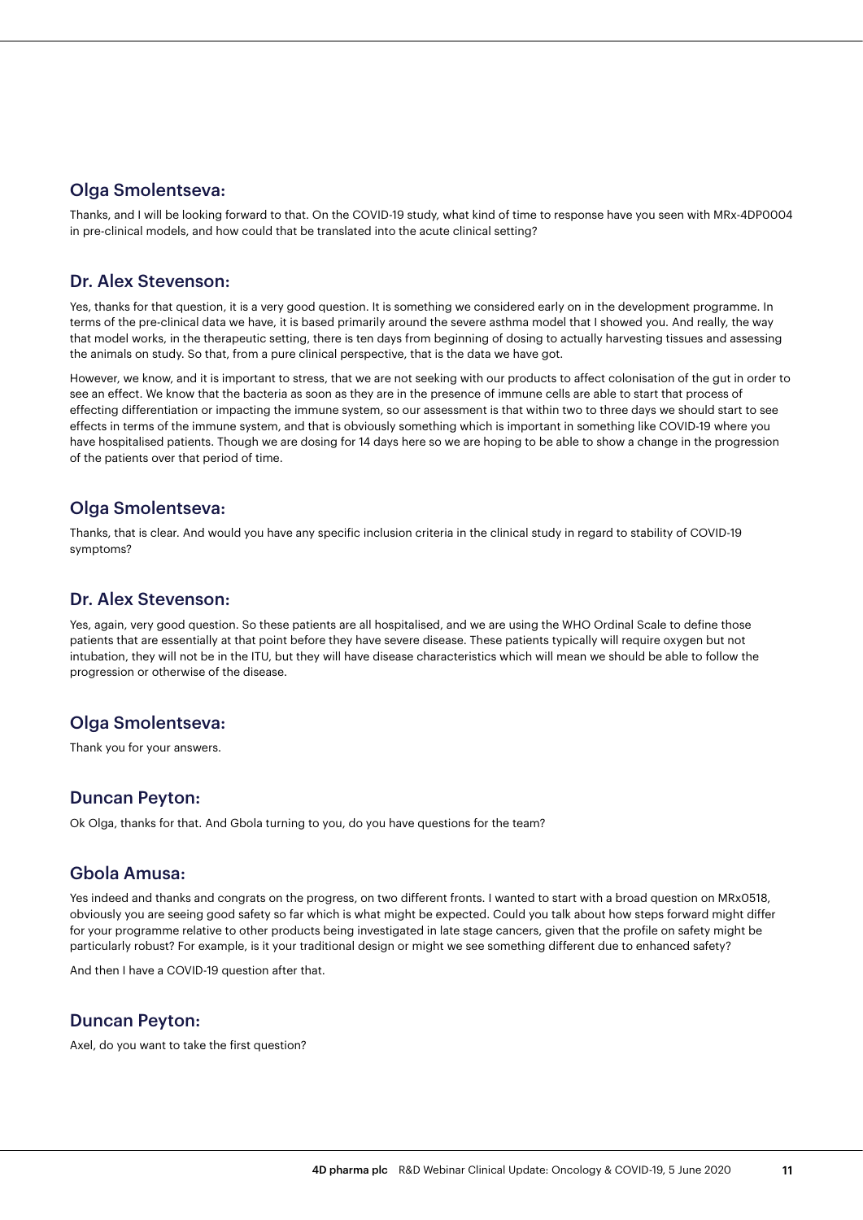## Olga Smolentseva:

Thanks, and I will be looking forward to that. On the COVID-19 study, what kind of time to response have you seen with MRx-4DP0004 in pre-clinical models, and how could that be translated into the acute clinical setting?

## Dr. Alex Stevenson:

Yes, thanks for that question, it is a very good question. It is something we considered early on in the development programme. In terms of the pre-clinical data we have, it is based primarily around the severe asthma model that I showed you. And really, the way that model works, in the therapeutic setting, there is ten days from beginning of dosing to actually harvesting tissues and assessing the animals on study. So that, from a pure clinical perspective, that is the data we have got.

However, we know, and it is important to stress, that we are not seeking with our products to affect colonisation of the gut in order to see an effect. We know that the bacteria as soon as they are in the presence of immune cells are able to start that process of effecting differentiation or impacting the immune system, so our assessment is that within two to three days we should start to see effects in terms of the immune system, and that is obviously something which is important in something like COVID-19 where you have hospitalised patients. Though we are dosing for 14 days here so we are hoping to be able to show a change in the progression of the patients over that period of time.

## Olga Smolentseva:

Thanks, that is clear. And would you have any specific inclusion criteria in the clinical study in regard to stability of COVID-19 symptoms?

## Dr. Alex Stevenson:

Yes, again, very good question. So these patients are all hospitalised, and we are using the WHO Ordinal Scale to define those patients that are essentially at that point before they have severe disease. These patients typically will require oxygen but not intubation, they will not be in the ITU, but they will have disease characteristics which will mean we should be able to follow the progression or otherwise of the disease.

## Olga Smolentseva:

Thank you for your answers.

## Duncan Peyton:

Ok Olga, thanks for that. And Gbola turning to you, do you have questions for the team?

## Gbola Amusa:

Yes indeed and thanks and congrats on the progress, on two different fronts. I wanted to start with a broad question on MRx0518, obviously you are seeing good safety so far which is what might be expected. Could you talk about how steps forward might differ for your programme relative to other products being investigated in late stage cancers, given that the profile on safety might be particularly robust? For example, is it your traditional design or might we see something different due to enhanced safety?

And then I have a COVID-19 question after that.

## Duncan Peyton:

Axel, do you want to take the first question?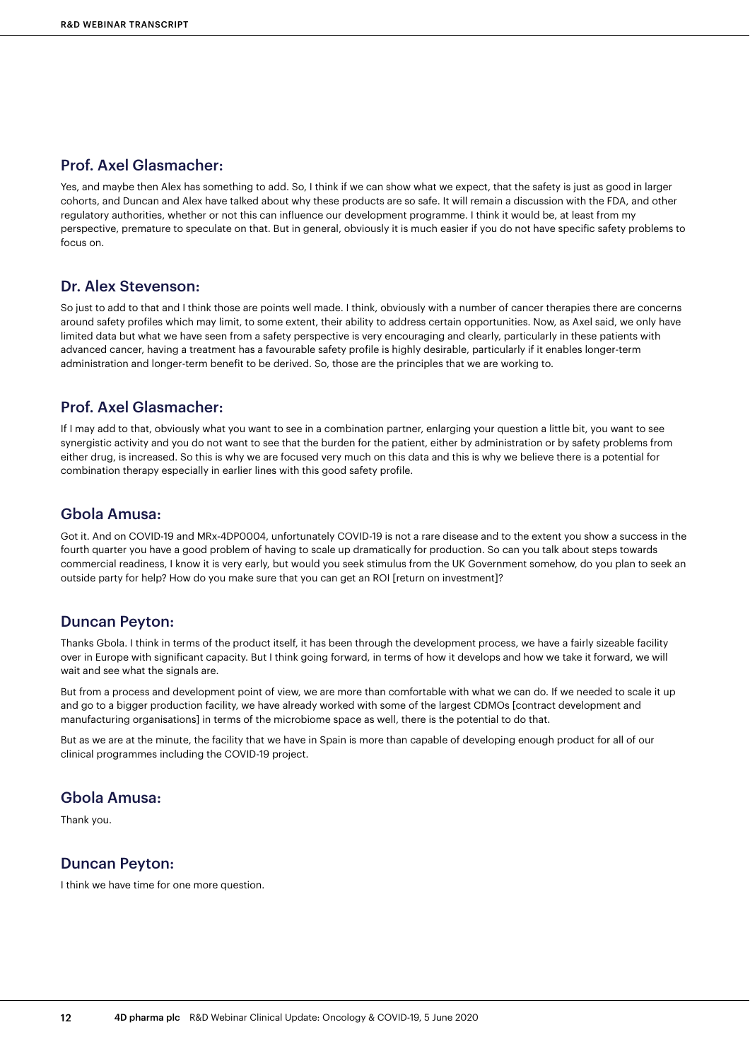## Prof. Axel Glasmacher:

Yes, and maybe then Alex has something to add. So, I think if we can show what we expect, that the safety is just as good in larger cohorts, and Duncan and Alex have talked about why these products are so safe. It will remain a discussion with the FDA, and other regulatory authorities, whether or not this can influence our development programme. I think it would be, at least from my perspective, premature to speculate on that. But in general, obviously it is much easier if you do not have specific safety problems to focus on.

## Dr. Alex Stevenson:

So just to add to that and I think those are points well made. I think, obviously with a number of cancer therapies there are concerns around safety profiles which may limit, to some extent, their ability to address certain opportunities. Now, as Axel said, we only have limited data but what we have seen from a safety perspective is very encouraging and clearly, particularly in these patients with advanced cancer, having a treatment has a favourable safety profile is highly desirable, particularly if it enables longer-term administration and longer-term benefit to be derived. So, those are the principles that we are working to.

## Prof. Axel Glasmacher:

If I may add to that, obviously what you want to see in a combination partner, enlarging your question a little bit, you want to see synergistic activity and you do not want to see that the burden for the patient, either by administration or by safety problems from either drug, is increased. So this is why we are focused very much on this data and this is why we believe there is a potential for combination therapy especially in earlier lines with this good safety profile.

## Gbola Amusa:

Got it. And on COVID-19 and MRx-4DP0004, unfortunately COVID-19 is not a rare disease and to the extent you show a success in the fourth quarter you have a good problem of having to scale up dramatically for production. So can you talk about steps towards commercial readiness, I know it is very early, but would you seek stimulus from the UK Government somehow, do you plan to seek an outside party for help? How do you make sure that you can get an ROI [return on investment]?

## Duncan Peyton:

Thanks Gbola. I think in terms of the product itself, it has been through the development process, we have a fairly sizeable facility over in Europe with significant capacity. But I think going forward, in terms of how it develops and how we take it forward, we will wait and see what the signals are.

But from a process and development point of view, we are more than comfortable with what we can do. If we needed to scale it up and go to a bigger production facility, we have already worked with some of the largest CDMOs [contract development and manufacturing organisations] in terms of the microbiome space as well, there is the potential to do that.

But as we are at the minute, the facility that we have in Spain is more than capable of developing enough product for all of our clinical programmes including the COVID-19 project.

## Gbola Amusa:

Thank you.

## Duncan Peyton:

I think we have time for one more question.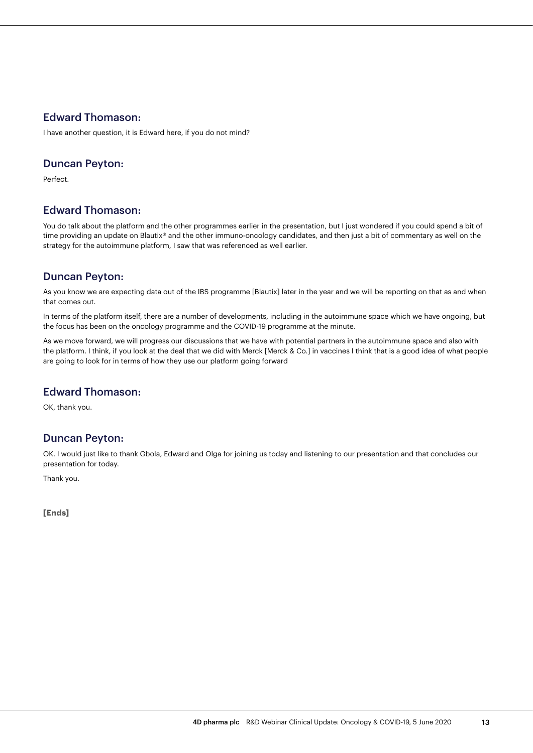## Edward Thomason:

I have another question, it is Edward here, if you do not mind?

## Duncan Peyton:

Perfect.

## Edward Thomason:

You do talk about the platform and the other programmes earlier in the presentation, but I just wondered if you could spend a bit of time providing an update on Blautix® and the other immuno-oncology candidates, and then just a bit of commentary as well on the strategy for the autoimmune platform, I saw that was referenced as well earlier.

## Duncan Peyton:

As you know we are expecting data out of the IBS programme [Blautix] later in the year and we will be reporting on that as and when that comes out.

In terms of the platform itself, there are a number of developments, including in the autoimmune space which we have ongoing, but the focus has been on the oncology programme and the COVID-19 programme at the minute.

As we move forward, we will progress our discussions that we have with potential partners in the autoimmune space and also with the platform. I think, if you look at the deal that we did with Merck [Merck & Co.] in vaccines I think that is a good idea of what people are going to look for in terms of how they use our platform going forward

## Edward Thomason:

OK, thank you.

## Duncan Peyton:

OK. I would just like to thank Gbola, Edward and Olga for joining us today and listening to our presentation and that concludes our presentation for today.

Thank you.

**[Ends]**